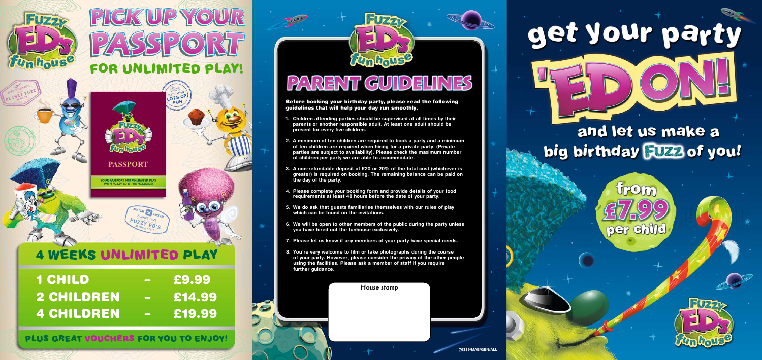# PICK UP YOUR PASSPORT

## FOR UNLIMITED PLAY!

Fuzzy Ed's fun house

PASSPORT

YOUR PASSPORT FOR UNLIMITED PLAY WITH FUZZY ED & THE FUZZOIDS!

## 4 WEEKS UNLIMITED PLAY

| | | |
|---|---|---|
| 1 CHILD | - | £9.99 |
| 2 CHILDREN | - | £14.99 |
| 4 CHILDREN | - | £19.99 |

PLUS GREAT VOUCHERS FOR YOU TO ENJOY!

# PARENT GUIDELINES

**Before booking your birthday party, please read the following guidelines that will help your day run smoothly.**

1. Children attending parties should be supervised at all times by their parents or another responsible adult. At least one adult should be present for every five children.
2. A minimum of ten children are required to book a party and a minimum of ten children are required when hiring for a private party. (Private parties are subject to availability). Please check the maximum number of children per party we are able to accommodate.
3. A non-refundable deposit of £20 or 20% of the total cost (whichever is greater) is required on booking. The remaining balance can be paid on the day of the party.
4. Please complete your booking form and provide details of your food requirements at least 48 hours before the date of your party.
5. We do ask that guests familiarise themselves with our rules of play which can be found on the invitations.
6. We will be open to other members of the public during the party unless you have hired out the funhouse exclusively.
7. Please let us know if any members of your party have special needs.
8. You're very welcome to film or take photographs during the course of your party. However, please consider the privacy of the other people using the facilities. Please ask a member of staff if you require further guidance.

House stamp

76339/MAB/GEN/ALL

# get your party 'ED ON!

## and let us make a big birthday FUZZ of you!

from £7.99 per child

Fuzzy Ed's fun house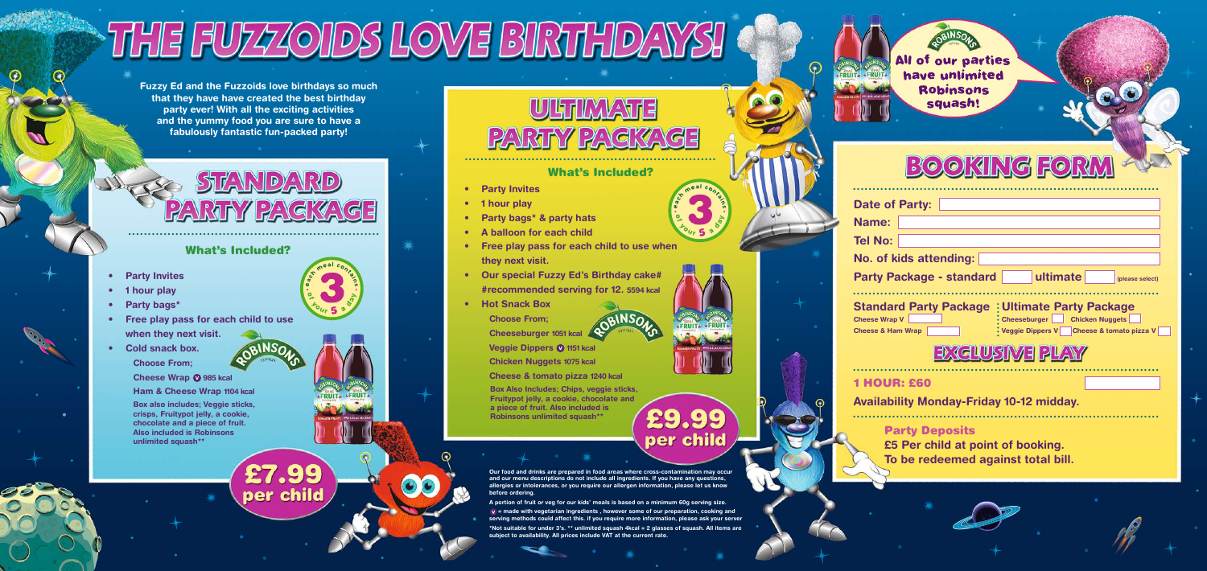# THE FUZZOIDS LOVE BIRTHDAYS!

**Fuzzy Ed and the Fuzzoids love birthdays so much that they have have created the best birthday party ever! With all the exciting activities and the yummy food you are sure to have a fabulously fantastic fun-packed party!**

## STANDARD PARTY PACKAGE

### What's Included?

- **Party Invites**
- **1 hour play**
- **Party bags***
- **Free play pass for each child to use when they next visit.**
- **Cold snack box.**
  **Choose From;**
  **Cheese Wrap V 985 kcal**
  **Ham & Cheese Wrap 1104 kcal**
  **Box also includes; Veggie sticks, crisps, Fruitypot jelly, a cookie, chocolate and a piece of fruit. Also included is Robinsons unlimited squash****

Each meal contains 3 of your 5 a day

**£7.99 per child**

## ULTIMATE PARTY PACKAGE

### What's Included?

- **Party Invites**
- **1 hour play**
- **Party bags* & party hats**
- **A balloon for each child**
- **Free play pass for each child to use when they next visit.**
- **Our special Fuzzy Ed's Birthday cake#**
  **#recommended serving for 12. 5594 kcal**
- **Hot Snack Box**
  **Choose From;**
  **Cheeseburger 1051 kcal**
  **Veggie Dippers V 1151 kcal**
  **Chicken Nuggets 1075 kcal**
  **Cheese & tomato pizza 1240 kcal**
  **Box Also Includes; Chips, veggie sticks, Fruitypot jelly, a cookie, chocolate and a piece of fruit. Also included is Robinsons unlimited squash****

Each meal contains 3 of your 5 a day

**£9.99 per child**

**Our food and drinks are prepared in food areas where cross-contamination may occur and our menu descriptions do not include all ingredients. If you have any questions, allergies or intolerances, or you require our allergen information, please let us know before ordering.**

**A portion of fruit or veg for our kids' meals is based on a minimum 60g serving size.**

**V = made with vegetarian ingredients , however some of our preparation, cooking and serving methods could affect this. If you require more information, please ask your server**

***Not suitable for under 3's. ** unlimited squash 4kcal = 2 glasses of squash. All items are subject to availability. All prices include VAT at the current rate.**

All of our parties have unlimited Robinsons squash!

## BOOKING FORM

**Date of Party:**

**Name:**

**Tel No:**

**No. of kids attending:**

**Party Package - standard** [ ] **ultimate** [ ] (please select)

| Standard Party Package | Ultimate Party Package |
|---|---|
| Cheese Wrap V [ ] | Cheeseburger [ ] Chicken Nuggets [ ] |
| Cheese & Ham Wrap [ ] | Veggie Dippers V [ ] Cheese & tomato pizza V [ ] |

## EXCLUSIVE PLAY

**1 HOUR: £60**

**Availability Monday-Friday 10-12 midday.**

**Party Deposits**

**£5 Per child at point of booking.**
**To be redeemed against total bill.**